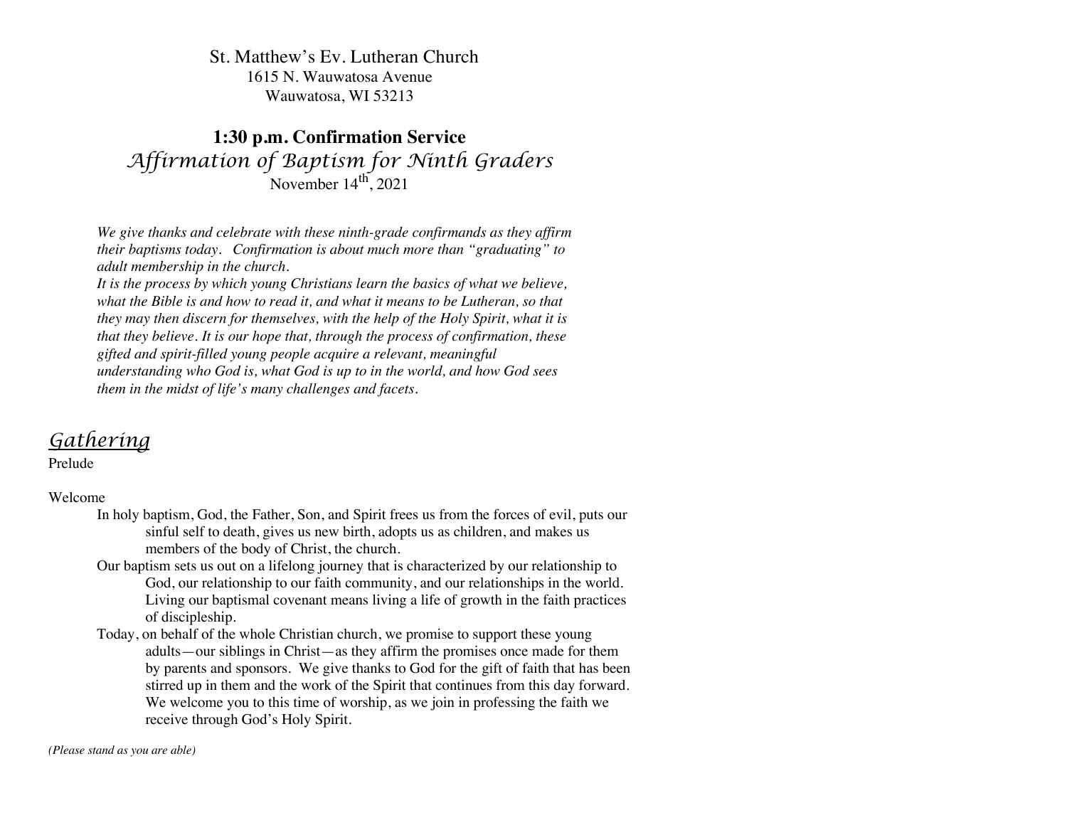St. Matthew's Ev. Lutheran Church
1615 N. Wauwatosa Avenue
Wauwatosa, WI 53213

# 1:30 p.m. Confirmation Service

## *Affirmation of Baptism for Ninth Graders*

November 14th, 2021

*We give thanks and celebrate with these ninth-grade confirmands as they affirm their baptisms today. Confirmation is about much more than "graduating" to adult membership in the church.*
*It is the process by which young Christians learn the basics of what we believe, what the Bible is and how to read it, and what it means to be Lutheran, so that they may then discern for themselves, with the help of the Holy Spirit, what it is that they believe. It is our hope that, through the process of confirmation, these gifted and spirit-filled young people acquire a relevant, meaningful understanding who God is, what God is up to in the world, and how God sees them in the midst of life's many challenges and facets.*

## *Gathering*

Prelude

Welcome

In holy baptism, God, the Father, Son, and Spirit frees us from the forces of evil, puts our sinful self to death, gives us new birth, adopts us as children, and makes us members of the body of Christ, the church.

Our baptism sets us out on a lifelong journey that is characterized by our relationship to God, our relationship to our faith community, and our relationships in the world. Living our baptismal covenant means living a life of growth in the faith practices of discipleship.

Today, on behalf of the whole Christian church, we promise to support these young adults—our siblings in Christ—as they affirm the promises once made for them by parents and sponsors. We give thanks to God for the gift of faith that has been stirred up in them and the work of the Spirit that continues from this day forward. We welcome you to this time of worship, as we join in professing the faith we receive through God's Holy Spirit.

*(Please stand as you are able)*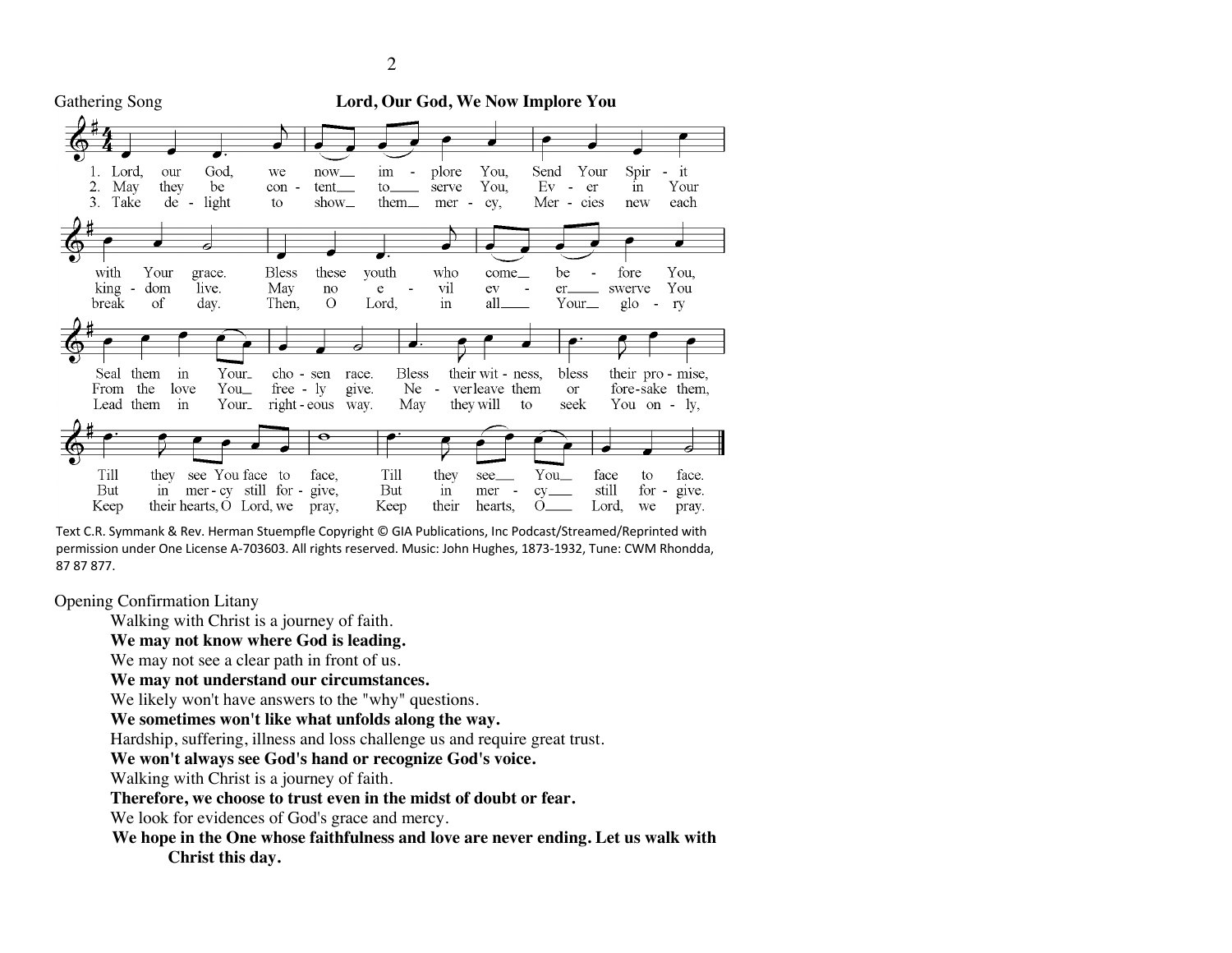Gathering Song **Lord, Our God, We Now Implore You**

1. Lord, our God, we now implore You, Send Your Spirit with Your grace. Bless these youth who come before You, Seal them in Your chosen race. Bless their witness, bless their promise, Till they see You face to face, Till they see You face to face.

2. May they be content to serve You, Ever in Your kingdom live. May no evil ever swerve You From the love You freely give. Never leave them or forsake them, But in mercy still forgive, But in mercy still forgive.

3. Take delight to show them mercy, Mercies new each break of day. Then, O Lord, in all Your glory Lead them in Your righteous way. May they will to seek You only, Keep their hearts, O Lord, we pray, Keep their hearts, O Lord, we pray.

Text C.R. Symmank & Rev. Herman Stuempfle Copyright © GIA Publications, Inc Podcast/Streamed/Reprinted with permission under One License A-703603. All rights reserved. Music: John Hughes, 1873-1932, Tune: CWM Rhondda, 87 87 877.

Opening Confirmation Litany

Walking with Christ is a journey of faith.
**We may not know where God is leading.**
We may not see a clear path in front of us.
**We may not understand our circumstances.**
We likely won't have answers to the "why" questions.
**We sometimes won't like what unfolds along the way.**
Hardship, suffering, illness and loss challenge us and require great trust.
**We won't always see God's hand or recognize God's voice.**
Walking with Christ is a journey of faith.
**Therefore, we choose to trust even in the midst of doubt or fear.**
We look for evidences of God's grace and mercy.
**We hope in the One whose faithfulness and love are never ending. Let us walk with Christ this day.**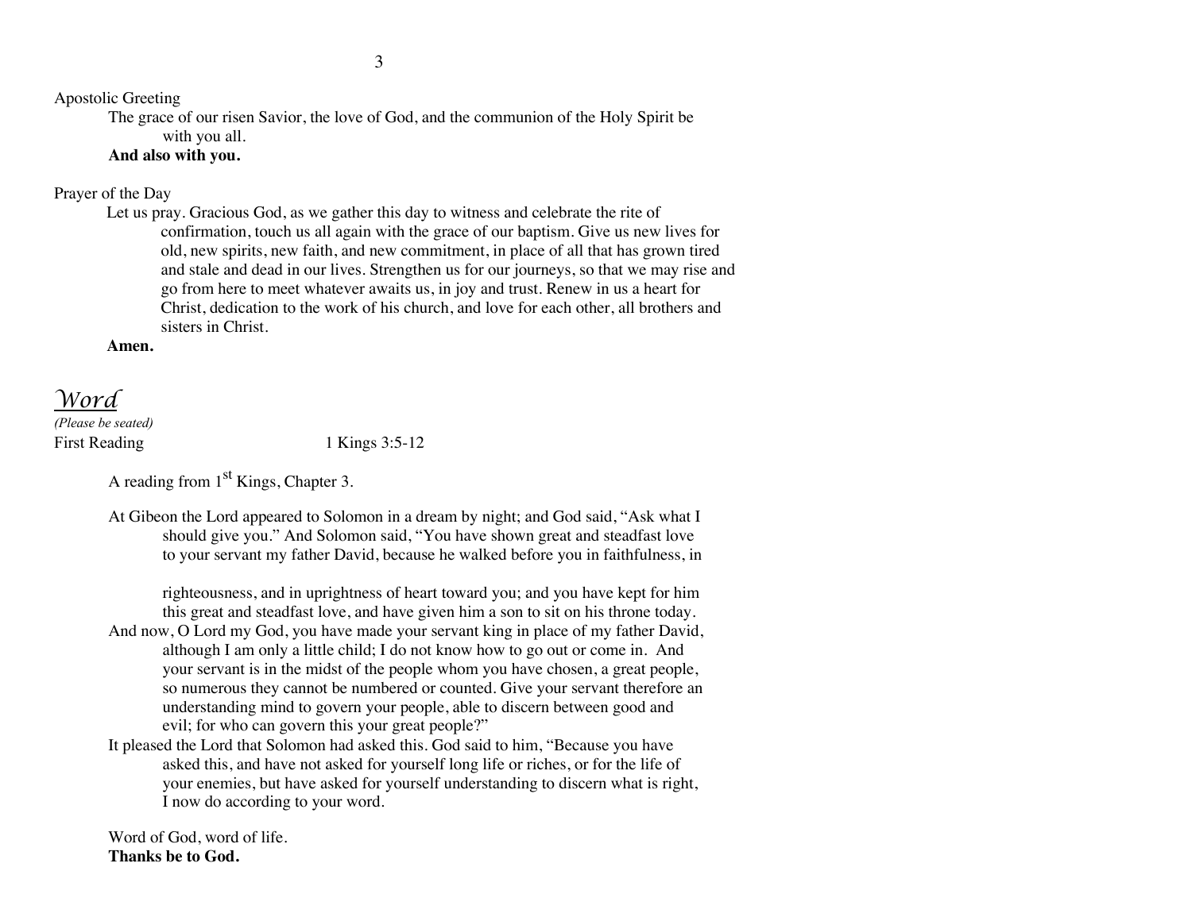Apostolic Greeting

The grace of our risen Savior, the love of God, and the communion of the Holy Spirit be with you all.

**And also with you.**

Prayer of the Day

Let us pray. Gracious God, as we gather this day to witness and celebrate the rite of confirmation, touch us all again with the grace of our baptism. Give us new lives for old, new spirits, new faith, and new commitment, in place of all that has grown tired and stale and dead in our lives. Strengthen us for our journeys, so that we may rise and go from here to meet whatever awaits us, in joy and trust. Renew in us a heart for Christ, dedication to the work of his church, and love for each other, all brothers and sisters in Christ.

**Amen.**

## *Word*

*(Please be seated)*

First Reading 1 Kings 3:5-12

A reading from 1st Kings, Chapter 3.

At Gibeon the Lord appeared to Solomon in a dream by night; and God said, "Ask what I should give you." And Solomon said, "You have shown great and steadfast love to your servant my father David, because he walked before you in faithfulness, in righteousness, and in uprightness of heart toward you; and you have kept for him this great and steadfast love, and have given him a son to sit on his throne today. And now, O Lord my God, you have made your servant king in place of my father David, although I am only a little child; I do not know how to go out or come in. And your servant is in the midst of the people whom you have chosen, a great people, so numerous they cannot be numbered or counted. Give your servant therefore an understanding mind to govern your people, able to discern between good and evil; for who can govern this your great people?"

It pleased the Lord that Solomon had asked this. God said to him, "Because you have asked this, and have not asked for yourself long life or riches, or for the life of your enemies, but have asked for yourself understanding to discern what is right, I now do according to your word.

Word of God, word of life.

**Thanks be to God.**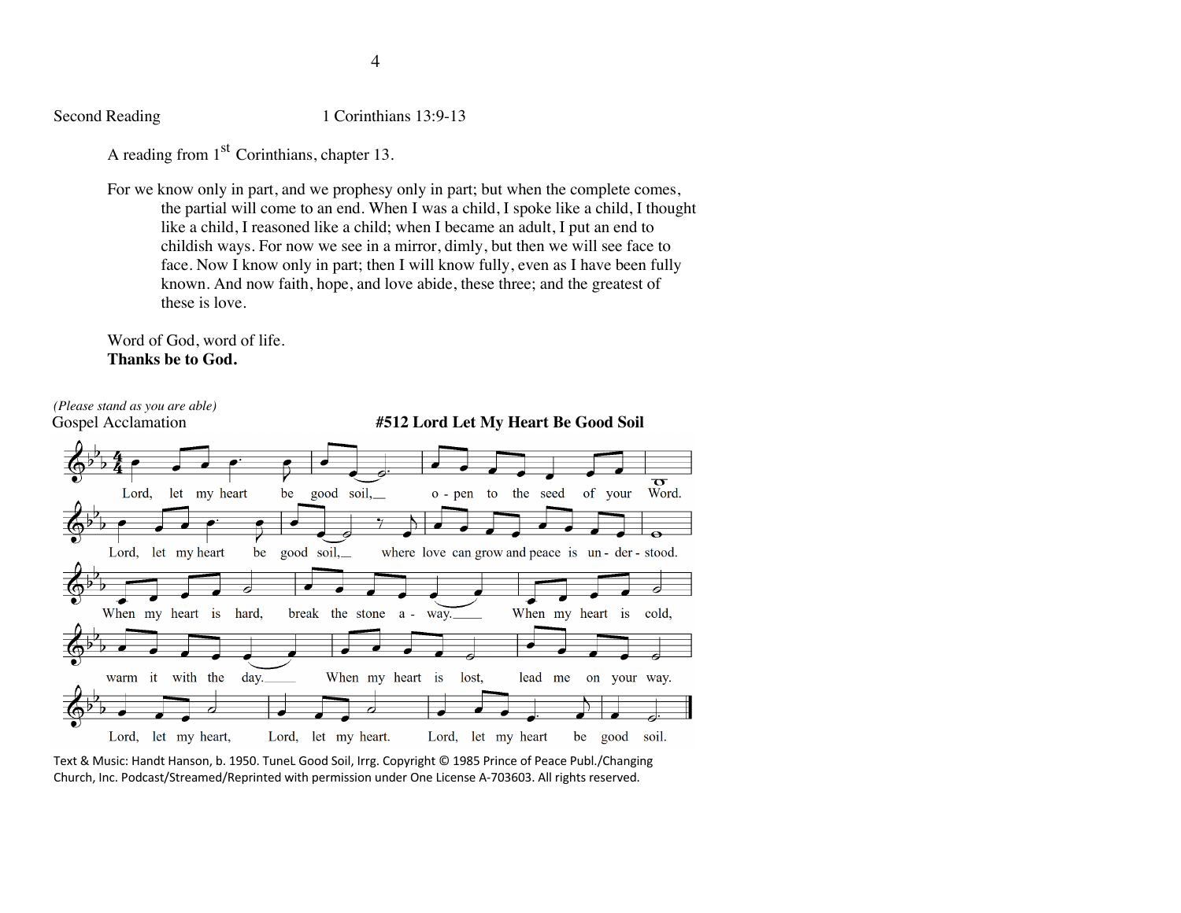Second Reading 1 Corinthians 13:9-13

A reading from 1st Corinthians, chapter 13.

For we know only in part, and we prophesy only in part; but when the complete comes, the partial will come to an end. When I was a child, I spoke like a child, I thought like a child, I reasoned like a child; when I became an adult, I put an end to childish ways. For now we see in a mirror, dimly, but then we will see face to face. Now I know only in part; then I will know fully, even as I have been fully known. And now faith, hope, and love abide, these three; and the greatest of these is love.

Word of God, word of life.
**Thanks be to God.**

*(Please stand as you are able)*

Gospel Acclamation **#512 Lord Let My Heart Be Good Soil**

Lord, let my heart be good soil, open to the seed of your Word.
Lord, let my heart be good soil, where love can grow and peace is understood.
When my heart is hard, break the stone away. When my heart is cold, warm it with the day.
When my heart is lost, lead me on your way.
Lord, let my heart, Lord, let my heart. Lord, let my heart be good soil.

Text & Music: Handt Hanson, b. 1950. TuneL Good Soil, Irrg. Copyright © 1985 Prince of Peace Publ./Changing Church, Inc. Podcast/Streamed/Reprinted with permission under One License A-703603. All rights reserved.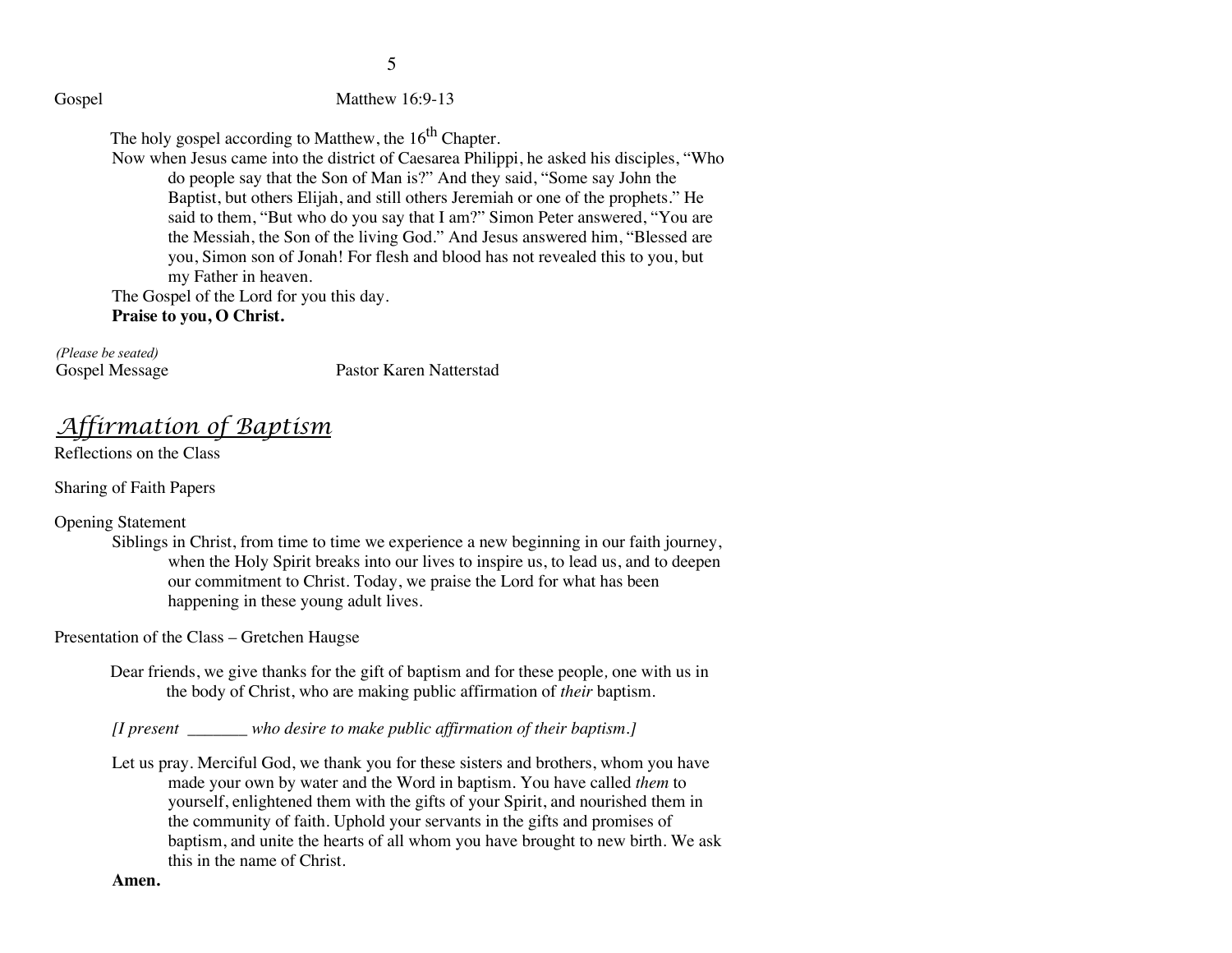Gospel Matthew 16:9-13

The holy gospel according to Matthew, the 16th Chapter.

Now when Jesus came into the district of Caesarea Philippi, he asked his disciples, "Who do people say that the Son of Man is?" And they said, "Some say John the Baptist, but others Elijah, and still others Jeremiah or one of the prophets." He said to them, "But who do you say that I am?" Simon Peter answered, "You are the Messiah, the Son of the living God." And Jesus answered him, "Blessed are you, Simon son of Jonah! For flesh and blood has not revealed this to you, but my Father in heaven.

The Gospel of the Lord for you this day.

**Praise to you, O Christ.**

*(Please be seated)*

Gospel Message Pastor Karen Natterstad

## *Affirmation of Baptism*

Reflections on the Class

Sharing of Faith Papers

Opening Statement

Siblings in Christ, from time to time we experience a new beginning in our faith journey, when the Holy Spirit breaks into our lives to inspire us, to lead us, and to deepen our commitment to Christ. Today, we praise the Lord for what has been happening in these young adult lives.

Presentation of the Class – Gretchen Haugse

Dear friends, we give thanks for the gift of baptism and for these people, one with us in the body of Christ, who are making public affirmation of *their* baptism.

*[I present _______ who desire to make public affirmation of their baptism.]*

Let us pray. Merciful God, we thank you for these sisters and brothers, whom you have made your own by water and the Word in baptism. You have called *them* to yourself, enlightened them with the gifts of your Spirit, and nourished them in the community of faith. Uphold your servants in the gifts and promises of baptism, and unite the hearts of all whom you have brought to new birth. We ask this in the name of Christ.

**Amen.**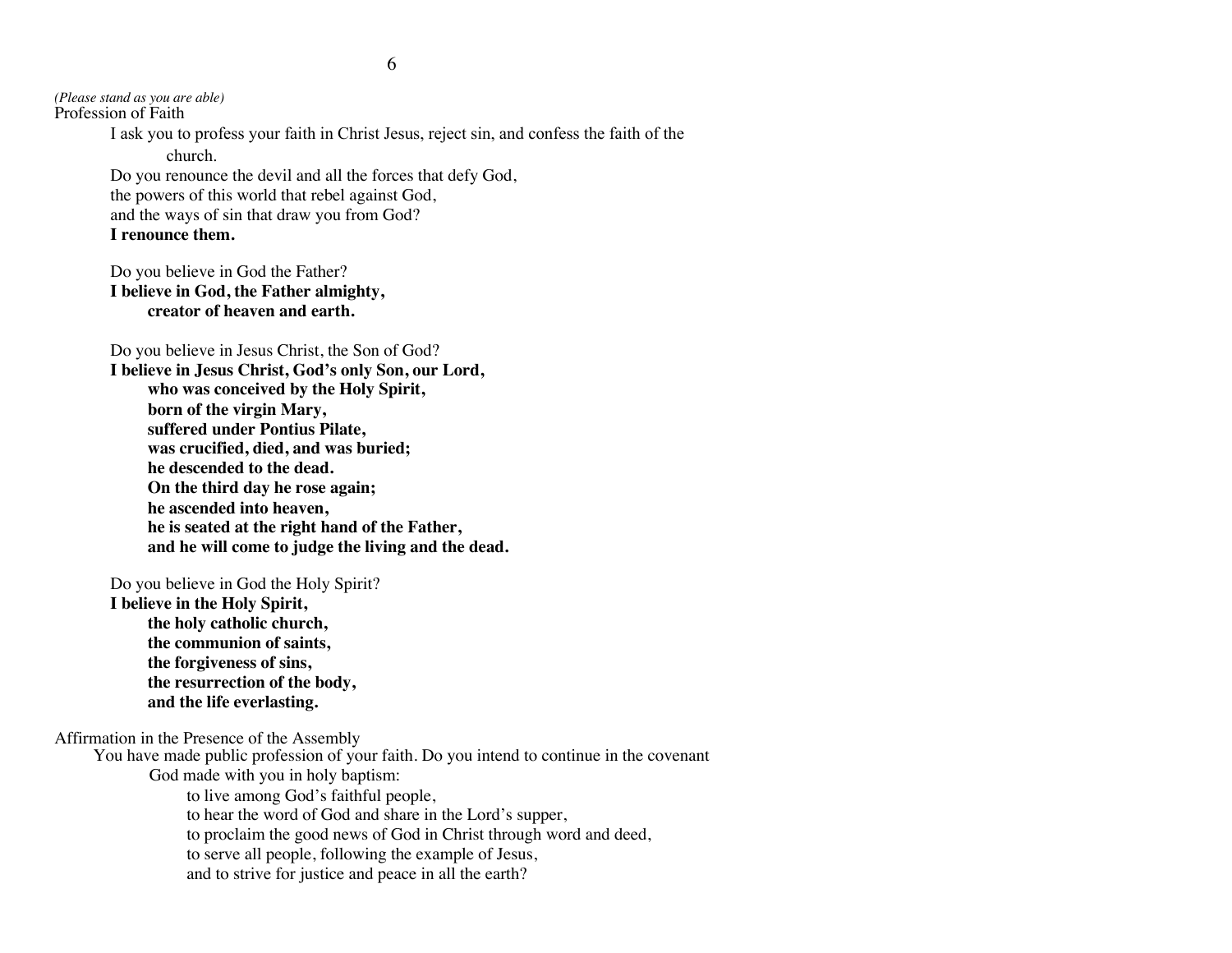*(Please stand as you are able)*

Profession of Faith

I ask you to profess your faith in Christ Jesus, reject sin, and confess the faith of the church.

Do you renounce the devil and all the forces that defy God,
the powers of this world that rebel against God,
and the ways of sin that draw you from God?
**I renounce them.**

Do you believe in God the Father?
**I believe in God, the Father almighty,**
**creator of heaven and earth.**

Do you believe in Jesus Christ, the Son of God?
**I believe in Jesus Christ, God's only Son, our Lord,**
**who was conceived by the Holy Spirit,**
**born of the virgin Mary,**
**suffered under Pontius Pilate,**
**was crucified, died, and was buried;**
**he descended to the dead.**
**On the third day he rose again;**
**he ascended into heaven,**
**he is seated at the right hand of the Father,**
**and he will come to judge the living and the dead.**

Do you believe in God the Holy Spirit?
**I believe in the Holy Spirit,**
**the holy catholic church,**
**the communion of saints,**
**the forgiveness of sins,**
**the resurrection of the body,**
**and the life everlasting.**

Affirmation in the Presence of the Assembly

You have made public profession of your faith. Do you intend to continue in the covenant God made with you in holy baptism:
to live among God's faithful people,
to hear the word of God and share in the Lord's supper,
to proclaim the good news of God in Christ through word and deed,
to serve all people, following the example of Jesus,
and to strive for justice and peace in all the earth?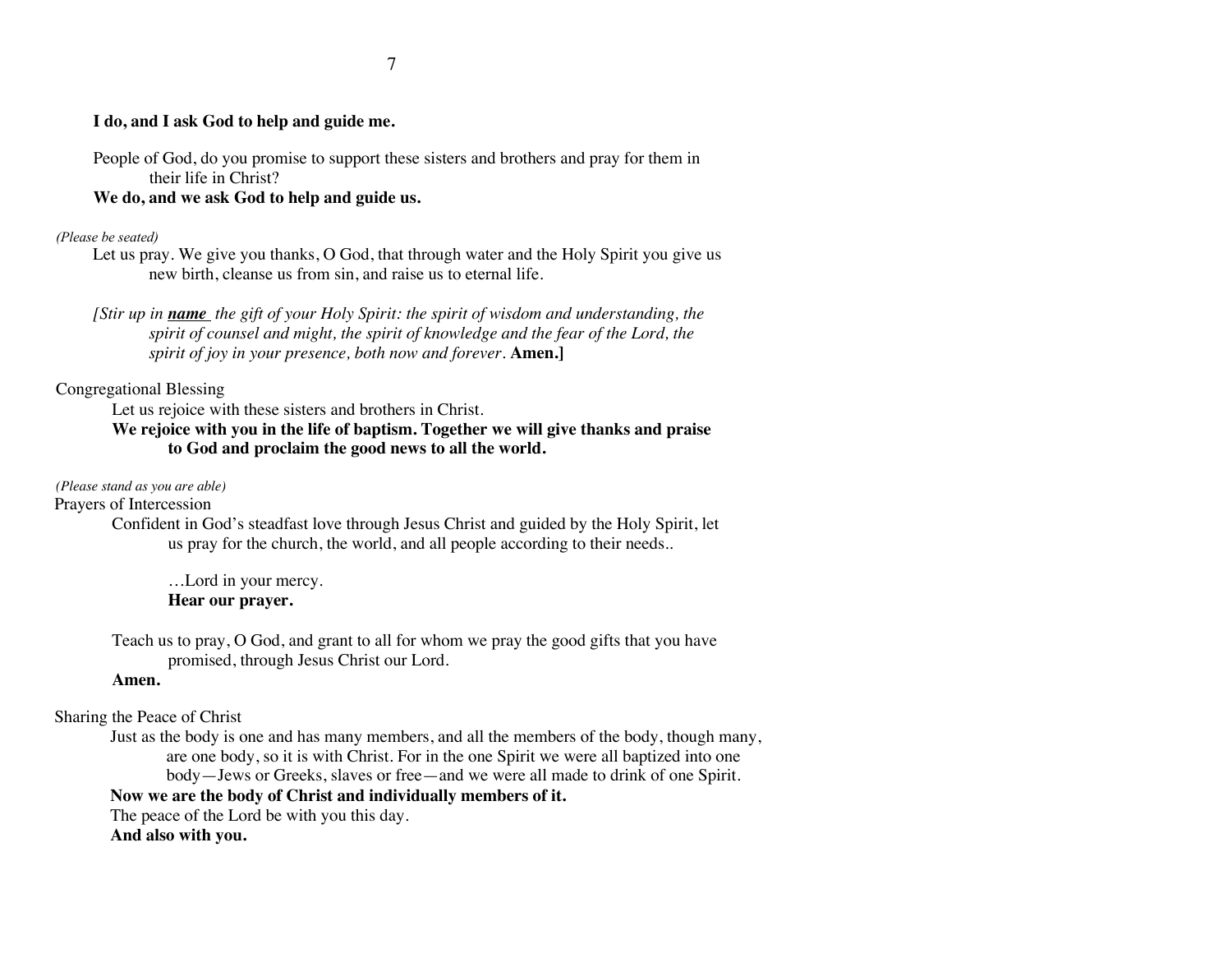**I do, and I ask God to help and guide me.**

People of God, do you promise to support these sisters and brothers and pray for them in their life in Christ?
**We do, and we ask God to help and guide us.**

*(Please be seated)*

Let us pray. We give you thanks, O God, that through water and the Holy Spirit you give us new birth, cleanse us from sin, and raise us to eternal life.

*[Stir up in **name** the gift of your Holy Spirit: the spirit of wisdom and understanding, the spirit of counsel and might, the spirit of knowledge and the fear of the Lord, the spirit of joy in your presence, both now and forever.* **Amen.]**

Congregational Blessing

Let us rejoice with these sisters and brothers in Christ.
**We rejoice with you in the life of baptism. Together we will give thanks and praise to God and proclaim the good news to all the world.**

*(Please stand as you are able)*

Prayers of Intercession

Confident in God's steadfast love through Jesus Christ and guided by the Holy Spirit, let us pray for the church, the world, and all people according to their needs..

…Lord in your mercy.
**Hear our prayer.**

Teach us to pray, O God, and grant to all for whom we pray the good gifts that you have promised, through Jesus Christ our Lord.
**Amen.**

Sharing the Peace of Christ

Just as the body is one and has many members, and all the members of the body, though many, are one body, so it is with Christ. For in the one Spirit we were all baptized into one body—Jews or Greeks, slaves or free—and we were all made to drink of one Spirit.
**Now we are the body of Christ and individually members of it.**
The peace of the Lord be with you this day.
**And also with you.**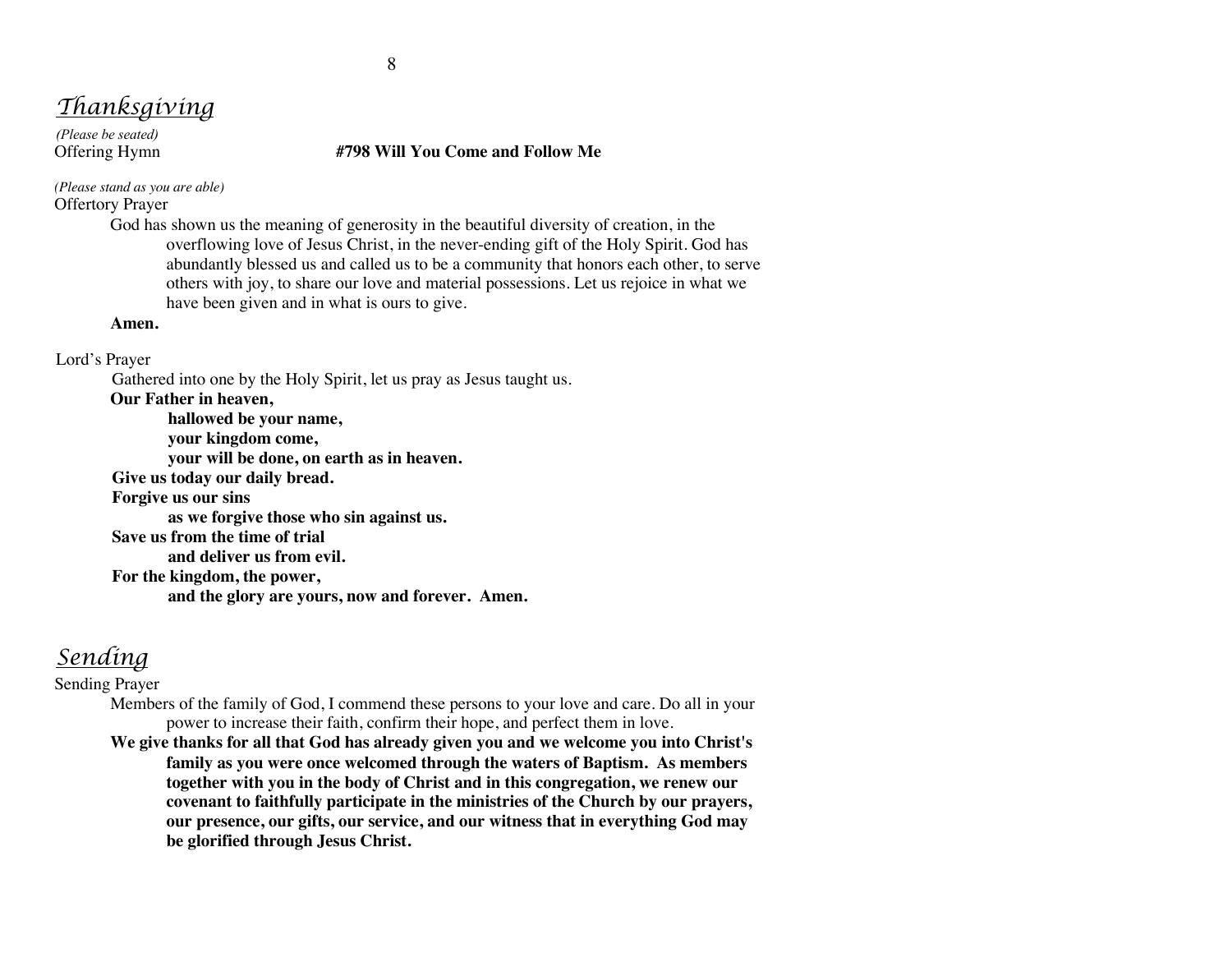## *Thanksgiving*

*(Please be seated)*

Offering Hymn **#798 Will You Come and Follow Me**

*(Please stand as you are able)*

Offertory Prayer

God has shown us the meaning of generosity in the beautiful diversity of creation, in the overflowing love of Jesus Christ, in the never-ending gift of the Holy Spirit. God has abundantly blessed us and called us to be a community that honors each other, to serve others with joy, to share our love and material possessions. Let us rejoice in what we have been given and in what is ours to give.

**Amen.**

Lord's Prayer

Gathered into one by the Holy Spirit, let us pray as Jesus taught us.

**Our Father in heaven,**
**hallowed be your name,**
**your kingdom come,**
**your will be done, on earth as in heaven.**
**Give us today our daily bread.**
**Forgive us our sins**
**as we forgive those who sin against us.**
**Save us from the time of trial**
**and deliver us from evil.**
**For the kingdom, the power,**
**and the glory are yours, now and forever. Amen.**

## *Sending*

Sending Prayer

Members of the family of God, I commend these persons to your love and care. Do all in your power to increase their faith, confirm their hope, and perfect them in love.

**We give thanks for all that God has already given you and we welcome you into Christ's family as you were once welcomed through the waters of Baptism. As members together with you in the body of Christ and in this congregation, we renew our covenant to faithfully participate in the ministries of the Church by our prayers, our presence, our gifts, our service, and our witness that in everything God may be glorified through Jesus Christ.**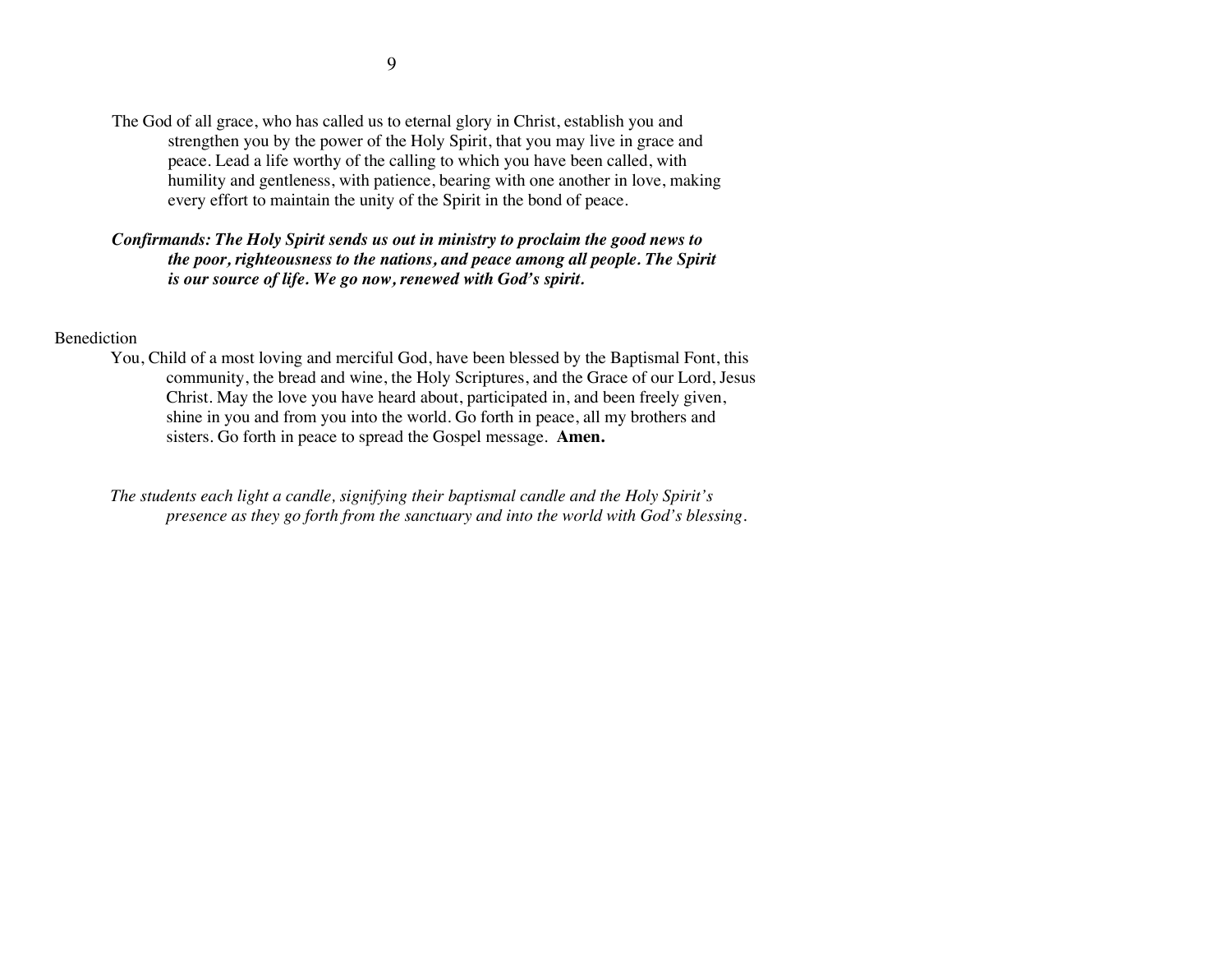The God of all grace, who has called us to eternal glory in Christ, establish you and strengthen you by the power of the Holy Spirit, that you may live in grace and peace. Lead a life worthy of the calling to which you have been called, with humility and gentleness, with patience, bearing with one another in love, making every effort to maintain the unity of the Spirit in the bond of peace.

***Confirmands: The Holy Spirit sends us out in ministry to proclaim the good news to the poor, righteousness to the nations, and peace among all people. The Spirit is our source of life. We go now, renewed with God's spirit.***

Benediction

You, Child of a most loving and merciful God, have been blessed by the Baptismal Font, this community, the bread and wine, the Holy Scriptures, and the Grace of our Lord, Jesus Christ. May the love you have heard about, participated in, and been freely given, shine in you and from you into the world. Go forth in peace, all my brothers and sisters. Go forth in peace to spread the Gospel message. **Amen.**

*The students each light a candle, signifying their baptismal candle and the Holy Spirit's presence as they go forth from the sanctuary and into the world with God's blessing.*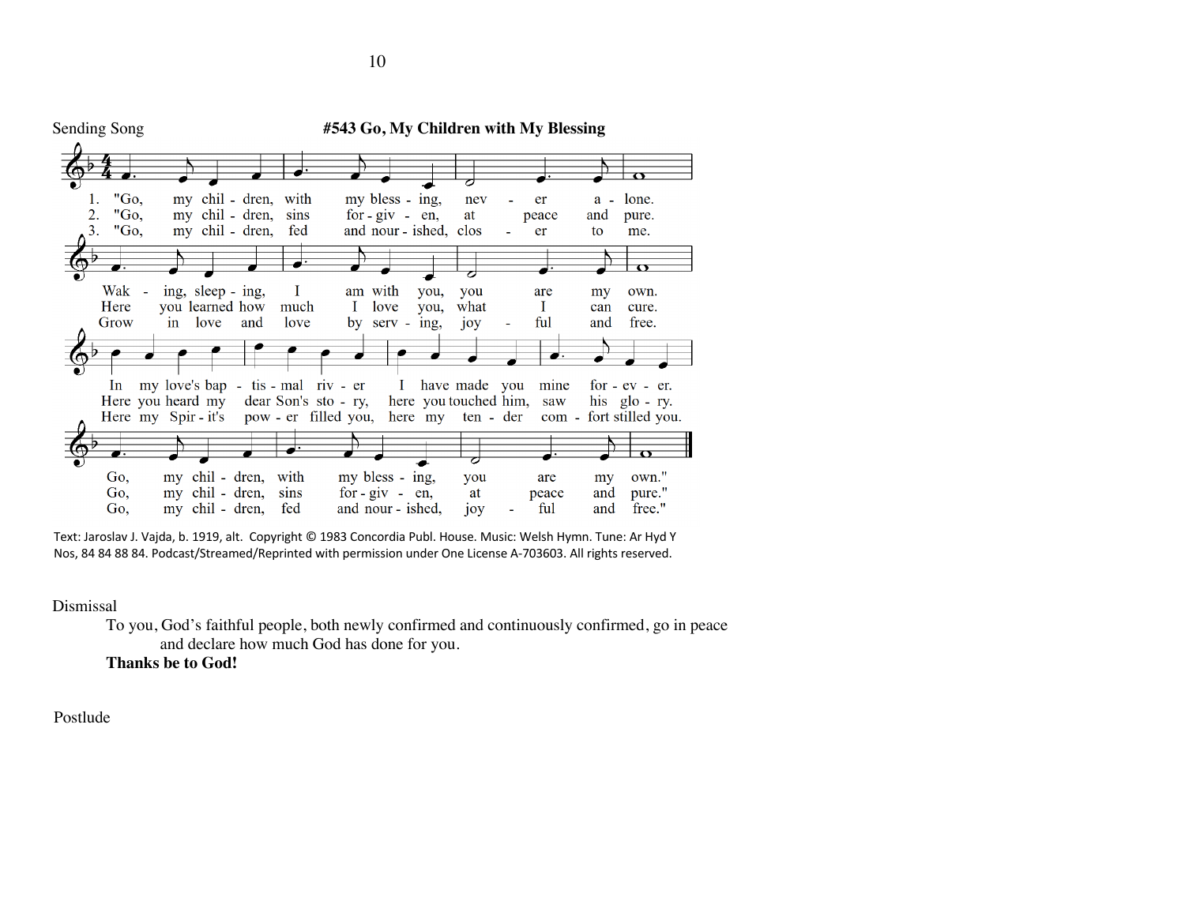Sending Song **#543 Go, My Children with My Blessing**

1. "Go, my chil - dren, with my bless - ing, nev - er a - lone.
Wak - ing, sleep - ing, I am with you, you are my own.
In my love's bap - tis - mal riv - er I have made you mine for - ev - er.
Go, my chil - dren, with my bless - ing, you are my own."

2. "Go, my chil - dren, sins for - giv - en, at peace and pure.
Here you learned how much I love you, what I can cure.
Here you heard my dear Son's sto - ry, here you touched him, saw his glo - ry.
Go, my chil - dren, sins for - giv - en, at peace and pure."

3. "Go, my chil - dren, fed and nour - ished, clos - er to me.
Grow in love and love by serv - ing, joy - ful and free.
Here my Spir - it's pow - er filled you, here my ten - der com - fort stilled you.
Go, my chil - dren, fed and nour - ished, joy - ful and free."

Text: Jaroslav J. Vajda, b. 1919, alt. Copyright © 1983 Concordia Publ. House. Music: Welsh Hymn. Tune: Ar Hyd Y Nos, 84 84 88 84. Podcast/Streamed/Reprinted with permission under One License A-703603. All rights reserved.

Dismissal

To you, God's faithful people, both newly confirmed and continuously confirmed, go in peace and declare how much God has done for you.

**Thanks be to God!**

Postlude